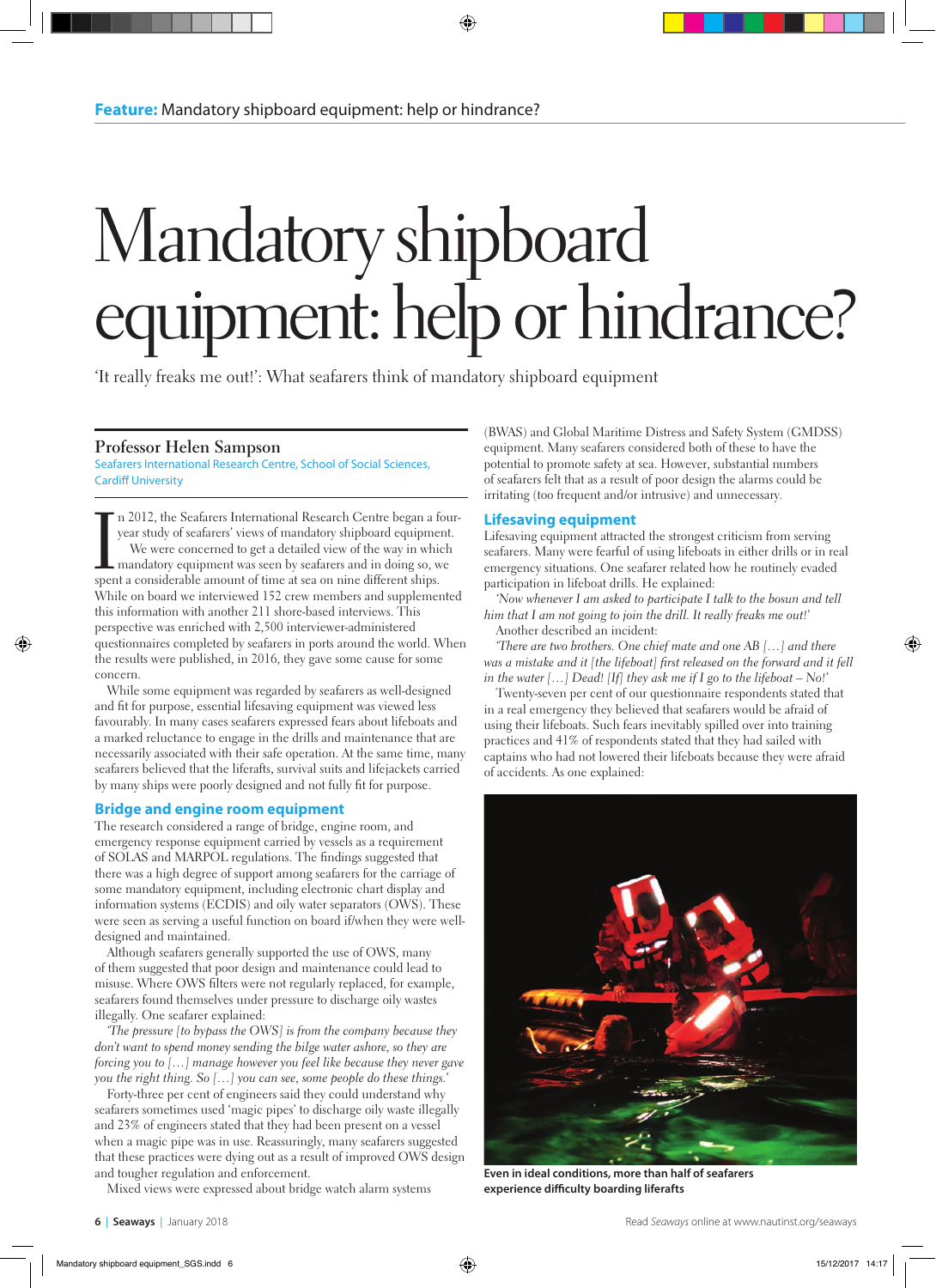# Mandatory shipboard equipment: help or hindrance?

'It really freaks me out!': What seafarers think of mandatory shipboard equipment

**Professor Helen Sampson**
Seafarers International Research Centre, School of Social Sciences, Cardiff University

In 2012, the Seafarers International Research Centre began a four-year study of seafarers' views of mandatory shipboard equipment. We were concerned to get a detailed view of the way in which mandatory equipment was seen by seafarers and in doing so, we spent a considerable amount of time at sea on nine different ships. While on board we interviewed 152 crew members and supplemented this information with another 211 shore-based interviews. This perspective was enriched with 2,500 interviewer-administered questionnaires completed by seafarers in ports around the world. When the results were published, in 2016, they gave some cause for some concern.

While some equipment was regarded by seafarers as well-designed and fit for purpose, essential lifesaving equipment was viewed less favourably. In many cases seafarers expressed fears about lifeboats and a marked reluctance to engage in the drills and maintenance that are necessarily associated with their safe operation. At the same time, many seafarers believed that the liferafts, survival suits and lifejackets carried by many ships were poorly designed and not fully fit for purpose.

## Bridge and engine room equipment

The research considered a range of bridge, engine room, and emergency response equipment carried by vessels as a requirement of SOLAS and MARPOL regulations. The findings suggested that there was a high degree of support among seafarers for the carriage of some mandatory equipment, including electronic chart display and information systems (ECDIS) and oily water separators (OWS). These were seen as serving a useful function on board if/when they were well-designed and maintained.

Although seafarers generally supported the use of OWS, many of them suggested that poor design and maintenance could lead to misuse. Where OWS filters were not regularly replaced, for example, seafarers found themselves under pressure to discharge oily wastes illegally. One seafarer explained:

*'The pressure [to bypass the OWS] is from the company because they don't want to spend money sending the bilge water ashore, so they are forcing you to […] manage however you feel like because they never gave you the right thing. So […] you can see, some people do these things.'*

Forty-three per cent of engineers said they could understand why seafarers sometimes used 'magic pipes' to discharge oily waste illegally and 23% of engineers stated that they had been present on a vessel when a magic pipe was in use. Reassuringly, many seafarers suggested that these practices were dying out as a result of improved OWS design and tougher regulation and enforcement.

Mixed views were expressed about bridge watch alarm systems (BWAS) and Global Maritime Distress and Safety System (GMDSS) equipment. Many seafarers considered both of these to have the potential to promote safety at sea. However, substantial numbers of seafarers felt that as a result of poor design the alarms could be irritating (too frequent and/or intrusive) and unnecessary.

## Lifesaving equipment

Lifesaving equipment attracted the strongest criticism from serving seafarers. Many were fearful of using lifeboats in either drills or in real emergency situations. One seafarer related how he routinely evaded participation in lifeboat drills. He explained:

*'Now whenever I am asked to participate I talk to the bosun and tell him that I am not going to join the drill. It really freaks me out!'*

Another described an incident:

*'There are two brothers. One chief mate and one AB […] and there was a mistake and it [the lifeboat] first released on the forward and it fell in the water […] Dead! [If] they ask me if I go to the lifeboat – No!'*

Twenty-seven per cent of our questionnaire respondents stated that in a real emergency they believed that seafarers would be afraid of using their lifeboats. Such fears inevitably spilled over into training practices and 41% of respondents stated that they had sailed with captains who had not lowered their lifeboats because they were afraid of accidents. As one explained:

**Even in ideal conditions, more than half of seafarers experience difficulty boarding liferafts**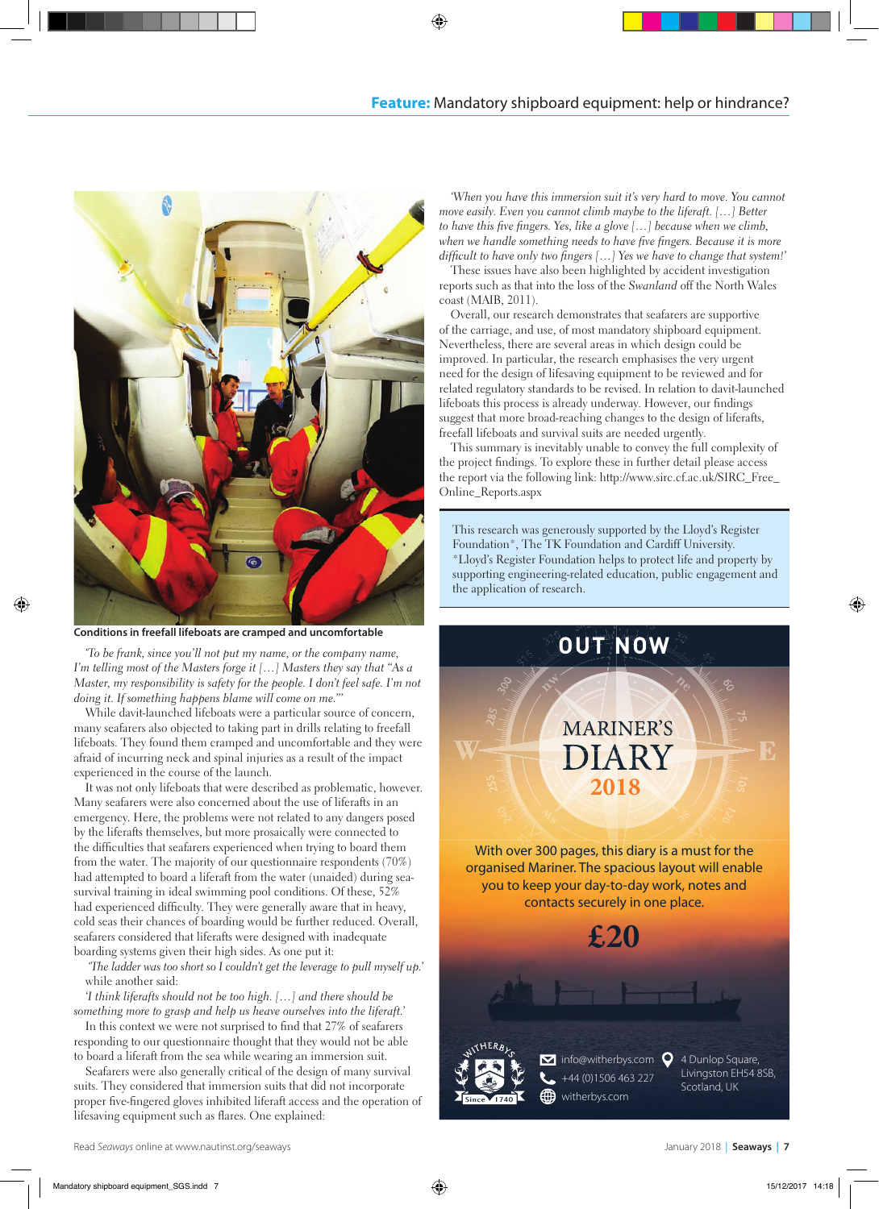Conditions in freefall lifeboats are cramped and uncomfortable

*'To be frank, since you'll not put my name, or the company name, I'm telling most of the Masters forge it […] Masters they say that "As a Master, my responsibility is safety for the people. I don't feel safe. I'm not doing it. If something happens blame will come on me."'*

While davit-launched lifeboats were a particular source of concern, many seafarers also objected to taking part in drills relating to freefall lifeboats. They found them cramped and uncomfortable and they were afraid of incurring neck and spinal injuries as a result of the impact experienced in the course of the launch.

It was not only lifeboats that were described as problematic, however. Many seafarers were also concerned about the use of liferafts in an emergency. Here, the problems were not related to any dangers posed by the liferafts themselves, but more prosaically were connected to the difficulties that seafarers experienced when trying to board them from the water. The majority of our questionnaire respondents (70%) had attempted to board a liferaft from the water (unaided) during sea-survival training in ideal swimming pool conditions. Of these, 52% had experienced difficulty. They were generally aware that in heavy, cold seas their chances of boarding would be further reduced. Overall, seafarers considered that liferafts were designed with inadequate boarding systems given their high sides. As one put it:

*'The ladder was too short so I couldn't get the leverage to pull myself up.'*

while another said:

*'I think liferafts should not be too high. […] and there should be something more to grasp and help us heave ourselves into the liferaft.'*

In this context we were not surprised to find that 27% of seafarers responding to our questionnaire thought that they would not be able to board a liferaft from the sea while wearing an immersion suit.

Seafarers were also generally critical of the design of many survival suits. They considered that immersion suits that did not incorporate proper five-fingered gloves inhibited liferaft access and the operation of lifesaving equipment such as flares. One explained:

*'When you have this immersion suit it's very hard to move. You cannot move easily. Even you cannot climb maybe to the liferaft. […] Better to have this five fingers. Yes, like a glove […] because when we climb, when we handle something needs to have five fingers. Because it is more difficult to have only two fingers […] Yes we have to change that system!'*

These issues have also been highlighted by accident investigation reports such as that into the loss of the *Swanland* off the North Wales coast (MAIB, 2011).

Overall, our research demonstrates that seafarers are supportive of the carriage, and use, of most mandatory shipboard equipment. Nevertheless, there are several areas in which design could be improved. In particular, the research emphasises the very urgent need for the design of lifesaving equipment to be reviewed and for related regulatory standards to be revised. In relation to davit-launched lifeboats this process is already underway. However, our findings suggest that more broad-reaching changes to the design of liferafts, freefall lifeboats and survival suits are needed urgently.

This summary is inevitably unable to convey the full complexity of the project findings. To explore these in further detail please access the report via the following link: http://www.sirc.cf.ac.uk/SIRC_Free_Online_Reports.aspx

This research was generously supported by the Lloyd's Register Foundation*, The TK Foundation and Cardiff University.
*Lloyd's Register Foundation helps to protect life and property by supporting engineering-related education, public engagement and the application of research.

OUT NOW

MARINER'S DIARY 2018

With over 300 pages, this diary is a must for the organised Mariner. The spacious layout will enable you to keep your day-to-day work, notes and contacts securely in one place.

£20

WITHERBYS Since 1740

info@witherbys.com
+44 (0)1506 463 227
witherbys.com

4 Dunlop Square, Livingston EH54 8SB, Scotland, UK